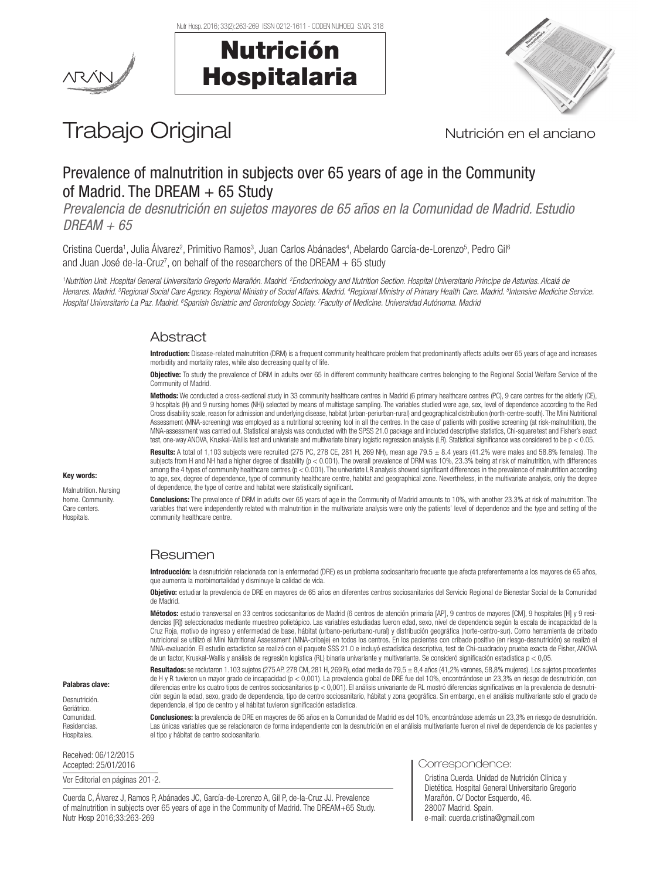# Trabajo Original

Nutrición en el anciano

## Prevalence of malnutrition in subjects over 65 years of age in the Community of Madrid. The DREAM + 65 Study

*Prevalencia de desnutrición en sujetos mayores de 65 años en la Comunidad de Madrid. Estudio DREAM + 65*

Cristina Cuerda[1], Julia Álvarez[2], Primitivo Ramos[3], Juan Carlos Abánades[4], Abelardo García-de-Lorenzo[5], Pedro Gil[6] and Juan José de-la-Cruz[7], on behalf of the researchers of the DREAM + 65 study

[1]Nutrition Unit. Hospital General Universitario Gregorio Marañón. Madrid. [2]Endocrinology and Nutrition Section. Hospital Universitario Príncipe de Asturias. Alcalá de Henares. Madrid. [3]Regional Social Care Agency. Regional Ministry of Social Affairs. Madrid. [4]Regional Ministry of Primary Health Care. Madrid. [5]Intensive Medicine Service. Hospital Universitario La Paz. Madrid. [6]Spanish Geriatric and Gerontology Society. [7]Faculty of Medicine. Universidad Autónoma. Madrid

### Abstract

**Introduction:** Disease-related malnutrition (DRM) is a frequent community healthcare problem that predominantly affects adults over 65 years of age and increases morbidity and mortality rates, while also decreasing quality of life.

**Objective:** To study the prevalence of DRM in adults over 65 in different community healthcare centres belonging to the Regional Social Welfare Service of the Community of Madrid.

**Methods:** We conducted a cross-sectional study in 33 community healthcare centres in Madrid (6 primary healthcare centres (PC), 9 care centres for the elderly (CE), 9 hospitals (H) and 9 nursing homes (NH)) selected by means of multistage sampling. The variables studied were age, sex, level of dependence according to the Red Cross disability scale, reason for admission and underlying disease, habitat (urban-periurban-rural) and geographical distribution (north-centre-south). The Mini Nutritional Assessment (MNA-screening) was employed as a nutritional screening tool in all the centres. In the case of patients with positive screening (at risk-malnutrition), the MNA-assessment was carried out. Statistical analysis was conducted with the SPSS 21.0 package and included descriptive statistics, Chi-square test and Fisher's exact test, one-way ANOVA, Kruskal-Wallis test and univariate and multivariate binary logistic regression analysis (LR). Statistical significance was considered to be $p < 0.05$.

**Results:** A total of 1,103 subjects were recruited (275 PC, 278 CE, 281 H, 269 NH), mean age 79.5 ± 8.4 years (41.2% were males and 58.8% females). The subjects from H and NH had a higher degree of disability ($p < 0.001$). The overall prevalence of DRM was 10%, 23.3% being at risk of malnutrition, with differences among the 4 types of community healthcare centres ($p < 0.001$). The univariate LR analysis showed significant differences in the prevalence of malnutrition according to age, sex, degree of dependence, type of community healthcare centre, habitat and geographical zone. Nevertheless, in the multivariate analysis, only the degree of dependence, the type of centre and habitat were statistically significant.

**Conclusions:** The prevalence of DRM in adults over 65 years of age in the Community of Madrid amounts to 10%, with another 23.3% at risk of malnutrition. The variables that were independently related with malnutrition in the multivariate analysis were only the patients' level of dependence and the type and setting of the community healthcare centre.

**Key words:**

Malnutrition. Nursing home. Community. Care centers. Hospitals.

### Resumen

**Introducción:** la desnutrición relacionada con la enfermedad (DRE) es un problema sociosanitario frecuente que afecta preferentemente a los mayores de 65 años, que aumenta la morbimortalidad y disminuye la calidad de vida.

**Objetivo:** estudiar la prevalencia de DRE en mayores de 65 años en diferentes centros sociosanitarios del Servicio Regional de Bienestar Social de la Comunidad de Madrid.

**Métodos:** estudio transversal en 33 centros sociosanitarios de Madrid (6 centros de atención primaria [AP], 9 centros de mayores [CM], 9 hospitales [H] y 9 residencias [R]) seleccionados mediante muestreo polietápico. Las variables estudiadas fueron edad, sexo, nivel de dependencia según la escala de incapacidad de la Cruz Roja, motivo de ingreso y enfermedad de base, hábitat (urbano-periurbano-rural) y distribución geográfica (norte-centro-sur). Como herramienta de cribado nutricional se utilizó el Mini Nutritional Assessment (MNA-cribaje) en todos los centros. En los pacientes con cribado positivo (en riesgo-desnutrición) se realizó el MNA-evaluación. El estudio estadístico se realizó con el paquete SSS 21.0 e incluyó estadística descriptiva, test de Chi-cuadrado y prueba exacta de Fisher, ANOVA de un factor, Kruskal-Wallis y análisis de regresión logística (RL) binaria univariante y multivariante. Se consideró significación estadística $p < 0,05$.

**Resultados:** se reclutaron 1.103 sujetos (275 AP, 278 CM, 281 H, 269 R), edad media de 79,5 ± 8,4 años (41,2% varones, 58,8% mujeres). Los sujetos procedentes de H y R tuvieron un mayor grado de incapacidad ($p < 0,001$). La prevalencia global de DRE fue del 10%, encontrándose un 23,3% en riesgo de desnutrición, con diferencias entre los cuatro tipos de centros sociosanitarios ($p < 0,001$). El análisis univariante de RL mostró diferencias significativas en la prevalencia de desnutrición según la edad, sexo, grado de dependencia, tipo de centro sociosanitario, hábitat y zona geográfica. Sin embargo, en el análisis multivariante solo el grado de dependencia, el tipo de centro y el hábitat tuvieron significación estadística.

**Conclusiones:** la prevalencia de DRE en mayores de 65 años en la Comunidad de Madrid es del 10%, encontrándose además un 23,3% en riesgo de desnutrición. Las únicas variables que se relacionaron de forma independiente con la desnutrición en el análisis multivariante fueron el nivel de dependencia de los pacientes y el tipo y hábitat de centro sociosanitario.

**Palabras clave:**

Desnutrición. Geriátrico. Comunidad. Residencias. Hospitales.

Received: 06/12/2015
Accepted: 25/01/2016

Ver Editorial en páginas 201-2.

Cuerda C, Álvarez J, Ramos P, Abánades JC, García-de-Lorenzo A, Gil P, de-la-Cruz JJ. Prevalence of malnutrition in subjects over 65 years of age in the Community of Madrid. The DREAM+65 Study. Nutr Hosp 2016;33:263-269

**Correspondence:**

Cristina Cuerda. Unidad de Nutrición Clínica y Dietética. Hospital General Universitario Gregorio Marañón. C/ Doctor Esquerdo, 46. 28007 Madrid. Spain.
e-mail: cuerda.cristina@gmail.com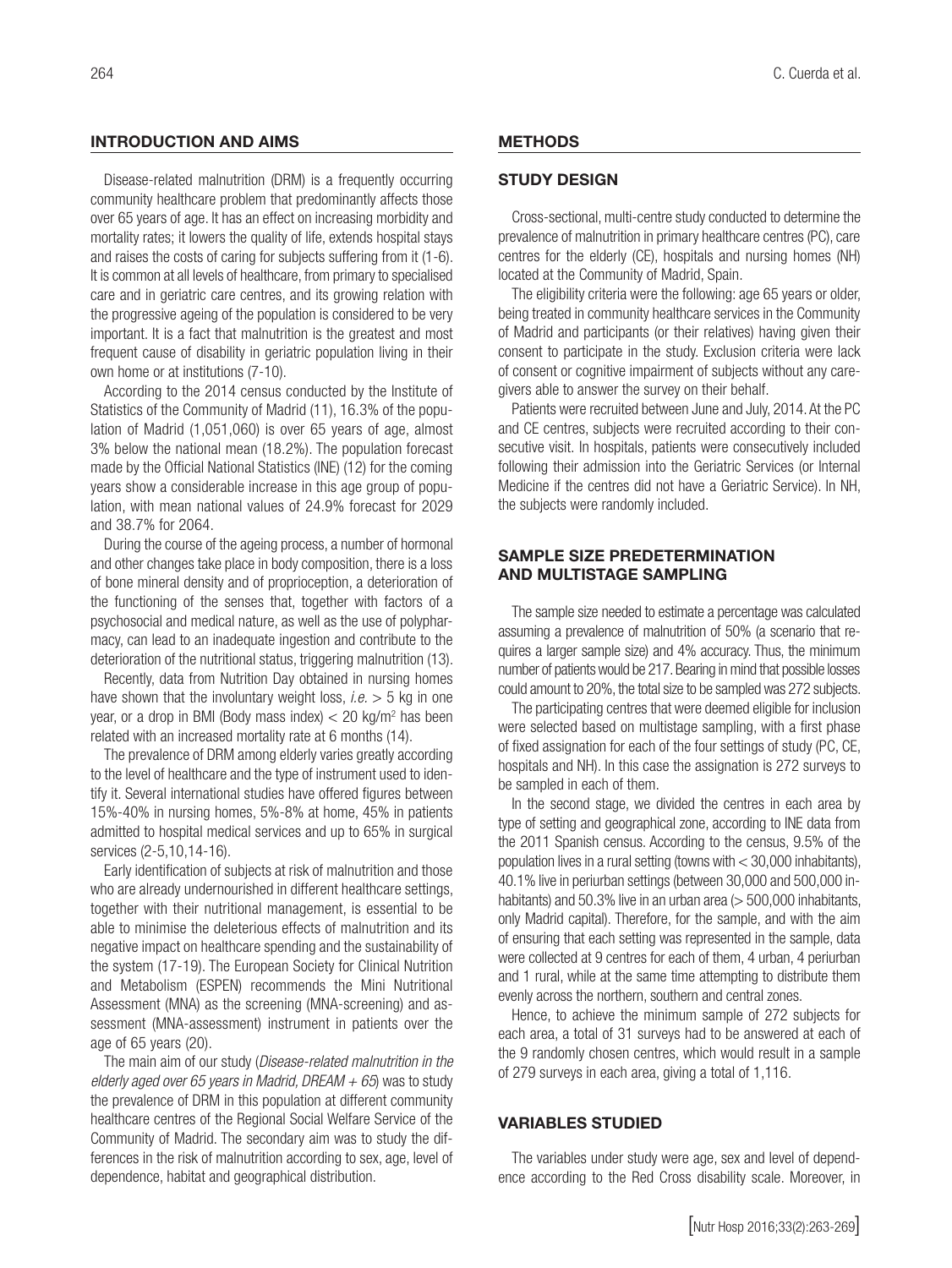## INTRODUCTION AND AIMS

Disease-related malnutrition (DRM) is a frequently occurring community healthcare problem that predominantly affects those over 65 years of age. It has an effect on increasing morbidity and mortality rates; it lowers the quality of life, extends hospital stays and raises the costs of caring for subjects suffering from it (1-6). It is common at all levels of healthcare, from primary to specialised care and in geriatric care centres, and its growing relation with the progressive ageing of the population is considered to be very important. It is a fact that malnutrition is the greatest and most frequent cause of disability in geriatric population living in their own home or at institutions (7-10).

According to the 2014 census conducted by the Institute of Statistics of the Community of Madrid (11), 16.3% of the population of Madrid (1,051,060) is over 65 years of age, almost 3% below the national mean (18.2%). The population forecast made by the Official National Statistics (INE) (12) for the coming years show a considerable increase in this age group of population, with mean national values of 24.9% forecast for 2029 and 38.7% for 2064.

During the course of the ageing process, a number of hormonal and other changes take place in body composition, there is a loss of bone mineral density and of proprioception, a deterioration of the functioning of the senses that, together with factors of a psychosocial and medical nature, as well as the use of polypharmacy, can lead to an inadequate ingestion and contribute to the deterioration of the nutritional status, triggering malnutrition (13).

Recently, data from Nutrition Day obtained in nursing homes have shown that the involuntary weight loss, *i.e.* > 5 kg in one year, or a drop in BMI (Body mass index) < 20 kg/m$^2$ has been related with an increased mortality rate at 6 months (14).

The prevalence of DRM among elderly varies greatly according to the level of healthcare and the type of instrument used to identify it. Several international studies have offered figures between 15%-40% in nursing homes, 5%-8% at home, 45% in patients admitted to hospital medical services and up to 65% in surgical services (2-5,10,14-16).

Early identification of subjects at risk of malnutrition and those who are already undernourished in different healthcare settings, together with their nutritional management, is essential to be able to minimise the deleterious effects of malnutrition and its negative impact on healthcare spending and the sustainability of the system (17-19). The European Society for Clinical Nutrition and Metabolism (ESPEN) recommends the Mini Nutritional Assessment (MNA) as the screening (MNA-screening) and assessment (MNA-assessment) instrument in patients over the age of 65 years (20).

The main aim of our study (*Disease-related malnutrition in the elderly aged over 65 years in Madrid, DREAM + 65*) was to study the prevalence of DRM in this population at different community healthcare centres of the Regional Social Welfare Service of the Community of Madrid. The secondary aim was to study the differences in the risk of malnutrition according to sex, age, level of dependence, habitat and geographical distribution.

## METHODS

### STUDY DESIGN

Cross-sectional, multi-centre study conducted to determine the prevalence of malnutrition in primary healthcare centres (PC), care centres for the elderly (CE), hospitals and nursing homes (NH) located at the Community of Madrid, Spain.

The eligibility criteria were the following: age 65 years or older, being treated in community healthcare services in the Community of Madrid and participants (or their relatives) having given their consent to participate in the study. Exclusion criteria were lack of consent or cognitive impairment of subjects without any caregivers able to answer the survey on their behalf.

Patients were recruited between June and July, 2014. At the PC and CE centres, subjects were recruited according to their consecutive visit. In hospitals, patients were consecutively included following their admission into the Geriatric Services (or Internal Medicine if the centres did not have a Geriatric Service). In NH, the subjects were randomly included.

### SAMPLE SIZE PREDETERMINATION AND MULTISTAGE SAMPLING

The sample size needed to estimate a percentage was calculated assuming a prevalence of malnutrition of 50% (a scenario that requires a larger sample size) and 4% accuracy. Thus, the minimum number of patients would be 217. Bearing in mind that possible losses could amount to 20%, the total size to be sampled was 272 subjects.

The participating centres that were deemed eligible for inclusion were selected based on multistage sampling, with a first phase of fixed assignation for each of the four settings of study (PC, CE, hospitals and NH). In this case the assignation is 272 surveys to be sampled in each of them.

In the second stage, we divided the centres in each area by type of setting and geographical zone, according to INE data from the 2011 Spanish census. According to the census, 9.5% of the population lives in a rural setting (towns with < 30,000 inhabitants), 40.1% live in periurban settings (between 30,000 and 500,000 inhabitants) and 50.3% live in an urban area (> 500,000 inhabitants, only Madrid capital). Therefore, for the sample, and with the aim of ensuring that each setting was represented in the sample, data were collected at 9 centres for each of them, 4 urban, 4 periurban and 1 rural, while at the same time attempting to distribute them evenly across the northern, southern and central zones.

Hence, to achieve the minimum sample of 272 subjects for each area, a total of 31 surveys had to be answered at each of the 9 randomly chosen centres, which would result in a sample of 279 surveys in each area, giving a total of 1,116.

### VARIABLES STUDIED

The variables under study were age, sex and level of dependence according to the Red Cross disability scale. Moreover, in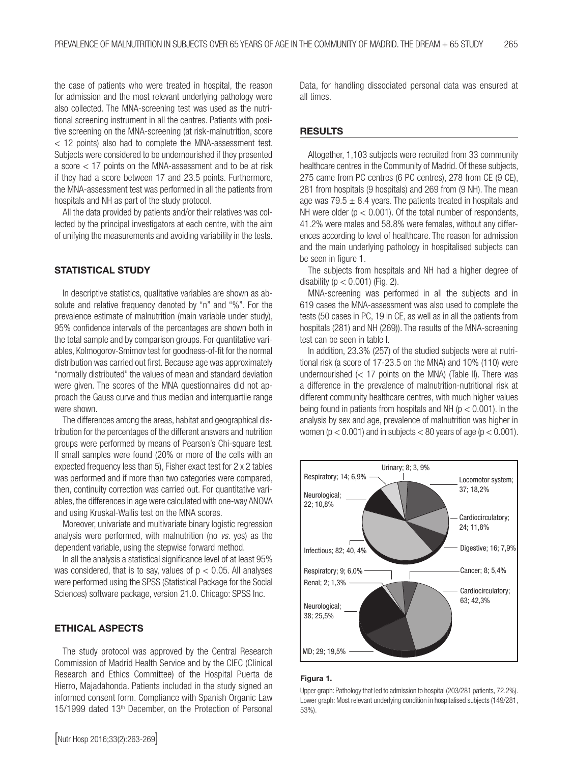the case of patients who were treated in hospital, the reason for admission and the most relevant underlying pathology were also collected. The MNA-screening test was used as the nutritional screening instrument in all the centres. Patients with positive screening on the MNA-screening (at risk-malnutrition, score < 12 points) also had to complete the MNA-assessment test. Subjects were considered to be undernourished if they presented a score < 17 points on the MNA-assessment and to be at risk if they had a score between 17 and 23.5 points. Furthermore, the MNA-assessment test was performed in all the patients from hospitals and NH as part of the study protocol.

All the data provided by patients and/or their relatives was collected by the principal investigators at each centre, with the aim of unifying the measurements and avoiding variability in the tests.

## STATISTICAL STUDY

In descriptive statistics, qualitative variables are shown as absolute and relative frequency denoted by "n" and "%". For the prevalence estimate of malnutrition (main variable under study), 95% confidence intervals of the percentages are shown both in the total sample and by comparison groups. For quantitative variables, Kolmogorov-Smirnov test for goodness-of-fit for the normal distribution was carried out first. Because age was approximately "normally distributed" the values of mean and standard deviation were given. The scores of the MNA questionnaires did not approach the Gauss curve and thus median and interquartile range were shown.

The differences among the areas, habitat and geographical distribution for the percentages of the different answers and nutrition groups were performed by means of Pearson's Chi-square test. If small samples were found (20% or more of the cells with an expected frequency less than 5), Fisher exact test for 2 x 2 tables was performed and if more than two categories were compared, then, continuity correction was carried out. For quantitative variables, the differences in age were calculated with one-way ANOVA and using Kruskal-Wallis test on the MNA scores.

Moreover, univariate and multivariate binary logistic regression analysis were performed, with malnutrition (no *vs.* yes) as the dependent variable, using the stepwise forward method.

In all the analysis a statistical significance level of at least 95% was considered, that is to say, values of $p < 0.05$. All analyses were performed using the SPSS (Statistical Package for the Social Sciences) software package, version 21.0. Chicago: SPSS Inc.

## ETHICAL ASPECTS

The study protocol was approved by the Central Research Commission of Madrid Health Service and by the CIEC (Clinical Research and Ethics Committee) of the Hospital Puerta de Hierro, Majadahonda. Patients included in the study signed an informed consent form. Compliance with Spanish Organic Law 15/1999 dated 13th December, on the Protection of Personal Data, for handling dissociated personal data was ensured at all times.

## RESULTS

Altogether, 1,103 subjects were recruited from 33 community healthcare centres in the Community of Madrid. Of these subjects, 275 came from PC centres (6 PC centres), 278 from CE (9 CE), 281 from hospitals (9 hospitals) and 269 from (9 NH). The mean age was 79.5 ± 8.4 years. The patients treated in hospitals and NH were older ($p < 0.001$). Of the total number of respondents, 41.2% were males and 58.8% were females, without any differences according to level of healthcare. The reason for admission and the main underlying pathology in hospitalised subjects can be seen in figure 1.

The subjects from hospitals and NH had a higher degree of disability ($p < 0.001$) (Fig. 2).

MNA-screening was performed in all the subjects and in 619 cases the MNA-assessment was also used to complete the tests (50 cases in PC, 19 in CE, as well as in all the patients from hospitals (281) and NH (269)). The results of the MNA-screening test can be seen in table I.

In addition, 23.3% (257) of the studied subjects were at nutritional risk (a score of 17-23.5 on the MNA) and 10% (110) were undernourished (< 17 points on the MNA) (Table II). There was a difference in the prevalence of malnutrition-nutritional risk at different community healthcare centres, with much higher values being found in patients from hospitals and NH ($p < 0.001$). In the analysis by sex and age, prevalence of malnutrition was higher in women ($p < 0.001$) and in subjects < 80 years of age ($p < 0.001$).

Urinary; 8; 3, 9%
Respiratory; 14; 6,9%
Locomotor system; 37; 18,2%
Neurological; 22; 10,8%
Cardiocirculatory; 24; 11,8%
Digestive; 16; 7,9%
Infectious; 82; 40, 4%

Respiratory; 9; 6,0%
Cancer; 8; 5,4%
Renal; 2; 1,3%
Cardiocirculatory; 63; 42,3%
Neurological; 38; 25,5%
MD; 29; 19,5%

**Figura 1.**

Upper graph: Pathology that led to admission to hospital (203/281 patients, 72.2%). Lower graph: Most relevant underlying condition in hospitalised subjects (149/281, 53%).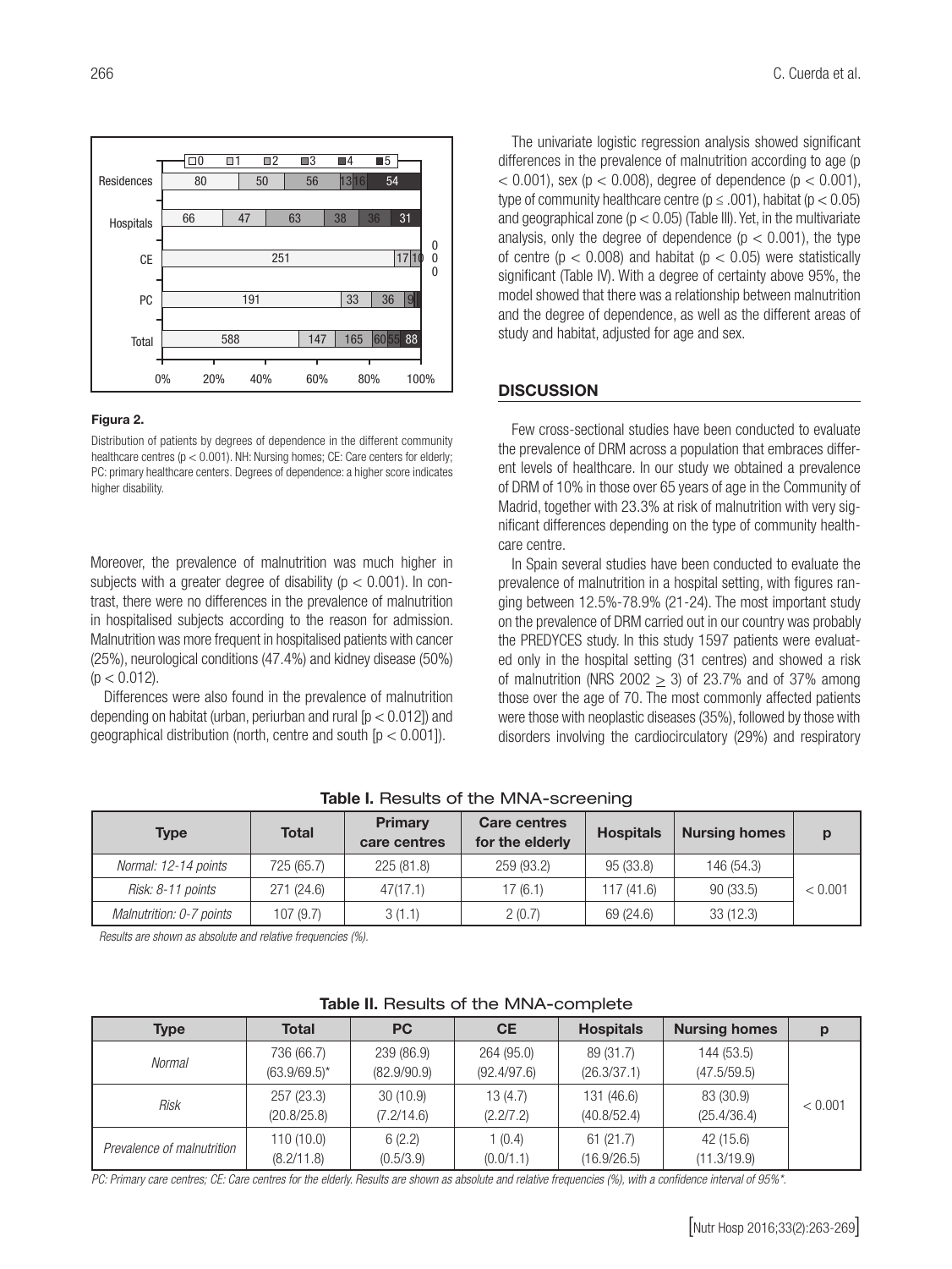**Figura 2.**

Distribution of patients by degrees of dependence in the different community healthcare centres ($p < 0.001$). NH: Nursing homes; CE: Care centers for elderly; PC: primary healthcare centers. Degrees of dependence: a higher score indicates higher disability.

Moreover, the prevalence of malnutrition was much higher in subjects with a greater degree of disability ($p < 0.001$). In contrast, there were no differences in the prevalence of malnutrition in hospitalised subjects according to the reason for admission. Malnutrition was more frequent in hospitalised patients with cancer (25%), neurological conditions (47.4%) and kidney disease (50%) ($p < 0.012$).

Differences were also found in the prevalence of malnutrition depending on habitat (urban, periurban and rural [$p < 0.012$]) and geographical distribution (north, centre and south [$p < 0.001$]).

The univariate logistic regression analysis showed significant differences in the prevalence of malnutrition according to age ($p < 0.001$), sex ($p < 0.008$), degree of dependence ($p < 0.001$), type of community healthcare centre ($p \leq .001$), habitat ($p < 0.05$) and geographical zone ($p < 0.05$) (Table III). Yet, in the multivariate analysis, only the degree of dependence ($p < 0.001$), the type of centre ($p < 0.008$) and habitat ($p < 0.05$) were statistically significant (Table IV). With a degree of certainty above 95%, the model showed that there was a relationship between malnutrition and the degree of dependence, as well as the different areas of study and habitat, adjusted for age and sex.

## DISCUSSION

Few cross-sectional studies have been conducted to evaluate the prevalence of DRM across a population that embraces different levels of healthcare. In our study we obtained a prevalence of DRM of 10% in those over 65 years of age in the Community of Madrid, together with 23.3% at risk of malnutrition with very significant differences depending on the type of community healthcare centre.

In Spain several studies have been conducted to evaluate the prevalence of malnutrition in a hospital setting, with figures ranging between 12.5%-78.9% (21-24). The most important study on the prevalence of DRM carried out in our country was probably the PREDYCES study. In this study 1597 patients were evaluated only in the hospital setting (31 centres) and showed a risk of malnutrition (NRS 2002 $\geq$ 3) of 23.7% and of 37% among those over the age of 70. The most commonly affected patients were those with neoplastic diseases (35%), followed by those with disorders involving the cardiocirculatory (29%) and respiratory

**Table I.** Results of the MNA-screening

| Type | Total | Primary care centres | Care centres for the elderly | Hospitals | Nursing homes | p |
|---|---|---|---|---|---|---|
| *Normal: 12-14 points* | 725 (65.7) | 225 (81.8) | 259 (93.2) | 95 (33.8) | 146 (54.3) | < 0.001 |
| *Risk: 8-11 points* | 271 (24.6) | 47(17.1) | 17 (6.1) | 117 (41.6) | 90 (33.5) | |
| *Malnutrition: 0-7 points* | 107 (9.7) | 3 (1.1) | 2 (0.7) | 69 (24.6) | 33 (12.3) | |

*Results are shown as absolute and relative frequencies (%).*

**Table II.** Results of the MNA-complete

| Type | Total | PC | CE | Hospitals | Nursing homes | p |
|---|---|---|---|---|---|---|
| *Normal* | 736 (66.7) (63.9/69.5)* | 239 (86.9) (82.9/90.9) | 264 (95.0) (92.4/97.6) | 89 (31.7) (26.3/37.1) | 144 (53.5) (47.5/59.5) | < 0.001 |
| *Risk* | 257 (23.3) (20.8/25.8) | 30 (10.9) (7.2/14.6) | 13 (4.7) (2.2/7.2) | 131 (46.6) (40.8/52.4) | 83 (30.9) (25.4/36.4) | |
| *Prevalence of malnutrition* | 110 (10.0) (8.2/11.8) | 6 (2.2) (0.5/3.9) | 1 (0.4) (0.0/1.1) | 61 (21.7) (16.9/26.5) | 42 (15.6) (11.3/19.9) | |

*PC: Primary care centres; CE: Care centres for the elderly. Results are shown as absolute and relative frequencies (%), with a confidence interval of 95%\*.*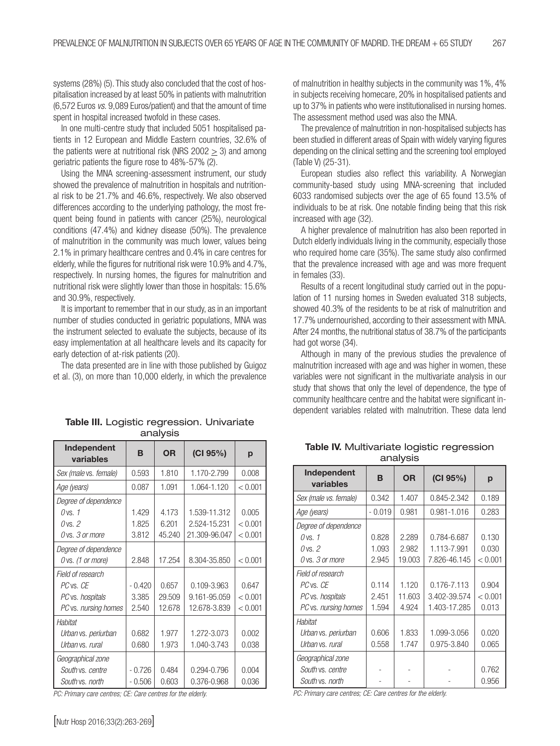systems (28%) (5). This study also concluded that the cost of hospitalisation increased by at least 50% in patients with malnutrition (6,572 Euros *vs.* 9,089 Euros/patient) and that the amount of time spent in hospital increased twofold in these cases.

In one multi-centre study that included 5051 hospitalised patients in 12 European and Middle Eastern countries, 32.6% of the patients were at nutritional risk (NRS 2002 $\geq$ 3) and among geriatric patients the figure rose to 48%-57% (2).

Using the MNA screening-assessment instrument, our study showed the prevalence of malnutrition in hospitals and nutritional risk to be 21.7% and 46.6%, respectively. We also observed differences according to the underlying pathology, the most frequent being found in patients with cancer (25%), neurological conditions (47.4%) and kidney disease (50%). The prevalence of malnutrition in the community was much lower, values being 2.1% in primary healthcare centres and 0.4% in care centres for elderly, while the figures for nutritional risk were 10.9% and 4.7%, respectively. In nursing homes, the figures for malnutrition and nutritional risk were slightly lower than those in hospitals: 15.6% and 30.9%, respectively.

It is important to remember that in our study, as in an important number of studies conducted in geriatric populations, MNA was the instrument selected to evaluate the subjects, because of its easy implementation at all healthcare levels and its capacity for early detection of at-risk patients (20).

The data presented are in line with those published by Guigoz et al. (3), on more than 10,000 elderly, in which the prevalence of malnutrition in healthy subjects in the community was 1%, 4% in subjects receiving homecare, 20% in hospitalised patients and up to 37% in patients who were institutionalised in nursing homes. The assessment method used was also the MNA.

The prevalence of malnutrition in non-hospitalised subjects has been studied in different areas of Spain with widely varying figures depending on the clinical setting and the screening tool employed (Table V) (25-31).

European studies also reflect this variability. A Norwegian community-based study using MNA-screening that included 6033 randomised subjects over the age of 65 found 13.5% of individuals to be at risk. One notable finding being that this risk increased with age (32).

A higher prevalence of malnutrition has also been reported in Dutch elderly individuals living in the community, especially those who required home care (35%). The same study also confirmed that the prevalence increased with age and was more frequent in females (33).

Results of a recent longitudinal study carried out in the population of 11 nursing homes in Sweden evaluated 318 subjects, showed 40.3% of the residents to be at risk of malnutrition and 17.7% undernourished, according to their assessment with MNA. After 24 months, the nutritional status of 38.7% of the participants had got worse (34).

Although in many of the previous studies the prevalence of malnutrition increased with age and was higher in women, these variables were not significant in the multivariate analysis in our study that shows that only the level of dependence, the type of community healthcare centre and the habitat were significant independent variables related with malnutrition. These data lend

**Table III.** Logistic regression. Univariate analysis

| Independent variables | B | OR | (CI 95%) | p |
|---|---|---|---|---|
| *Sex (male vs. female)* | 0.593 | 1.810 | 1.170-2.799 | 0.008 |
| *Age (years)* | 0.087 | 1.091 | 1.064-1.120 | < 0.001 |
| *Degree of dependence* | | | | |
| *0 vs. 1* | 1.429 | 4.173 | 1.539-11.312 | 0.005 |
| *0 vs. 2* | 1.825 | 6.201 | 2.524-15.231 | < 0.001 |
| *0 vs. 3 or more* | 3.812 | 45.240 | 21.309-96.047 | < 0.001 |
| *Degree of dependence* | | | | |
| *0 vs. (1 or more)* | 2.848 | 17.254 | 8.304-35.850 | < 0.001 |
| *Field of research* | | | | |
| *PC vs. CE* | - 0.420 | 0.657 | 0.109-3.963 | 0.647 |
| *PC vs. hospitals* | 3.385 | 29.509 | 9.161-95.059 | < 0.001 |
| *PC vs. nursing homes* | 2.540 | 12.678 | 12.678-3.839 | < 0.001 |
| *Habitat* | | | | |
| *Urban vs. periurban* | 0.682 | 1.977 | 1.272-3.073 | 0.002 |
| *Urban vs. rural* | 0.680 | 1.973 | 1.040-3.743 | 0.038 |
| *Geographical zone* | | | | |
| *South vs. centre* | - 0.726 | 0.484 | 0.294-0.796 | 0.004 |
| *South vs. north* | - 0.506 | 0.603 | 0.376-0.968 | 0.036 |

*PC: Primary care centres; CE: Care centres for the elderly.*

**Table IV.** Multivariate logistic regression analysis

| Independent variables | B | OR | (CI 95%) | p |
|---|---|---|---|---|
| *Sex (male vs. female)* | 0.342 | 1.407 | 0.845-2.342 | 0.189 |
| *Age (years)* | - 0.019 | 0.981 | 0.981-1.016 | 0.283 |
| *Degree of dependence* | | | | |
| *0 vs. 1* | 0.828 | 2.289 | 0.784-6.687 | 0.130 |
| *0 vs. 2* | 1.093 | 2.982 | 1.113-7.991 | 0.030 |
| *0 vs. 3 or more* | 2.945 | 19.003 | 7.826-46.145 | < 0.001 |
| *Field of research* | | | | |
| *PC vs. CE* | 0.114 | 1.120 | 0.176-7.113 | 0.904 |
| *PC vs. hospitals* | 2.451 | 11.603 | 3.402-39.574 | < 0.001 |
| *PC vs. nursing homes* | 1.594 | 4.924 | 1.403-17.285 | 0.013 |
| *Habitat* | | | | |
| *Urban vs. periurban* | 0.606 | 1.833 | 1.099-3.056 | 0.020 |
| *Urban vs. rural* | 0.558 | 1.747 | 0.975-3.840 | 0.065 |
| *Geographical zone* | | | | |
| *South vs. centre* | - | - | - | 0.762 |
| *South vs. north* | - | - | - | 0.956 |

*PC: Primary care centres; CE: Care centres for the elderly.*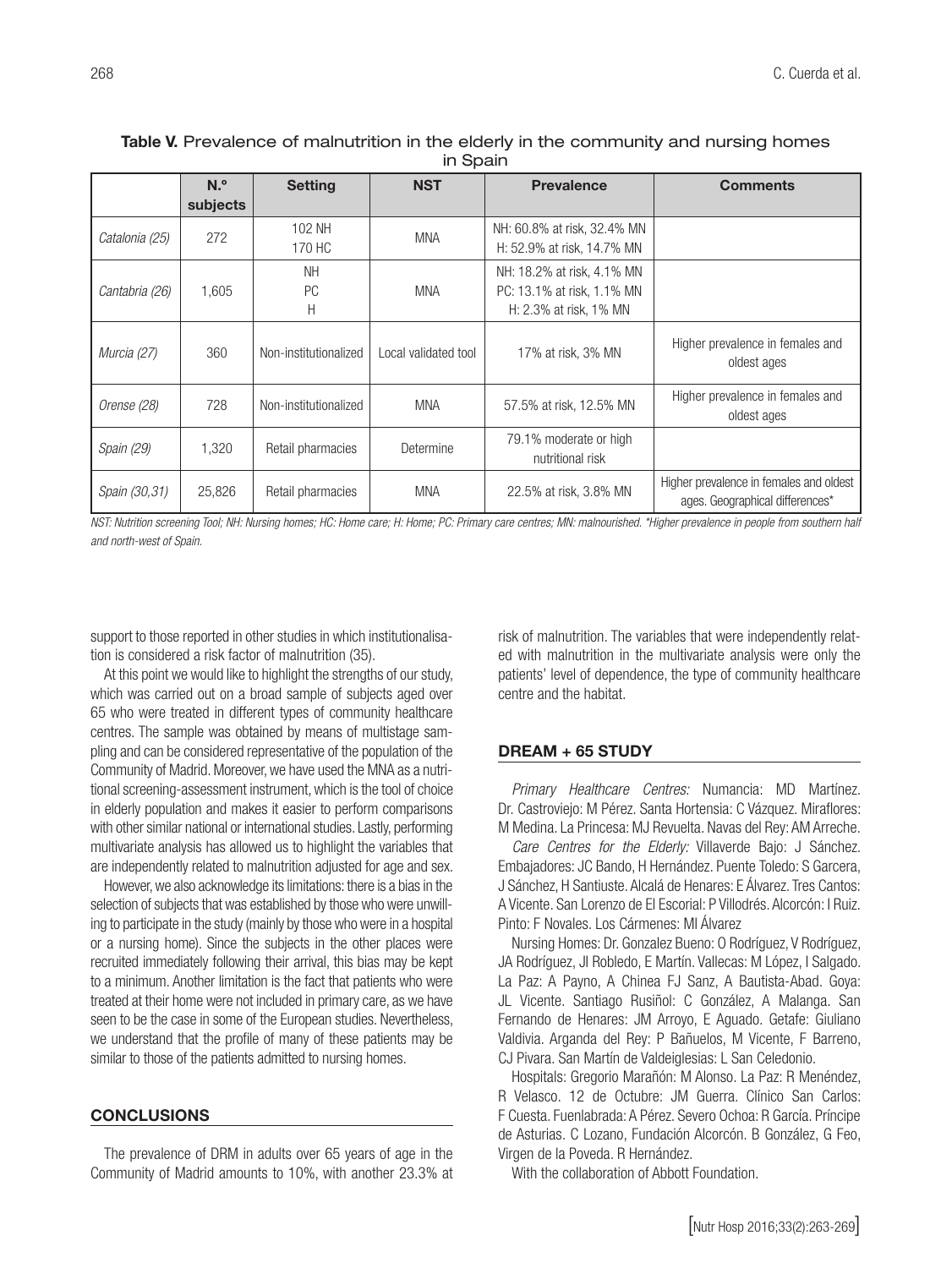**Table V.** Prevalence of malnutrition in the elderly in the community and nursing homes in Spain

| | N.º subjects | Setting | NST | Prevalence | Comments |
|---|---|---|---|---|---|
| *Catalonia (25)* | 272 | 102 NH<br>170 HC | MNA | NH: 60.8% at risk, 32.4% MN<br>H: 52.9% at risk, 14.7% MN | |
| *Cantabria (26)* | 1,605 | NH<br>PC<br>H | MNA | NH: 18.2% at risk, 4.1% MN<br>PC: 13.1% at risk, 1.1% MN<br>H: 2.3% at risk, 1% MN | |
| *Murcia (27)* | 360 | Non-institutionalized | Local validated tool | 17% at risk, 3% MN | Higher prevalence in females and oldest ages |
| *Orense (28)* | 728 | Non-institutionalized | MNA | 57.5% at risk, 12.5% MN | Higher prevalence in females and oldest ages |
| *Spain (29)* | 1,320 | Retail pharmacies | Determine | 79.1% moderate or high nutritional risk | |
| *Spain (30,31)* | 25,826 | Retail pharmacies | MNA | 22.5% at risk, 3.8% MN | Higher prevalence in females and oldest ages. Geographical differences* |

*NST: Nutrition screening Tool; NH: Nursing homes; HC: Home care; H: Home; PC: Primary care centres; MN: malnourished. *Higher prevalence in people from southern half and north-west of Spain.*

support to those reported in other studies in which institutionalisation is considered a risk factor of malnutrition (35).

At this point we would like to highlight the strengths of our study, which was carried out on a broad sample of subjects aged over 65 who were treated in different types of community healthcare centres. The sample was obtained by means of multistage sampling and can be considered representative of the population of the Community of Madrid. Moreover, we have used the MNA as a nutritional screening-assessment instrument, which is the tool of choice in elderly population and makes it easier to perform comparisons with other similar national or international studies. Lastly, performing multivariate analysis has allowed us to highlight the variables that are independently related to malnutrition adjusted for age and sex.

However, we also acknowledge its limitations: there is a bias in the selection of subjects that was established by those who were unwilling to participate in the study (mainly by those who were in a hospital or a nursing home). Since the subjects in the other places were recruited immediately following their arrival, this bias may be kept to a minimum. Another limitation is the fact that patients who were treated at their home were not included in primary care, as we have seen to be the case in some of the European studies. Nevertheless, we understand that the profile of many of these patients may be similar to those of the patients admitted to nursing homes.

## CONCLUSIONS

The prevalence of DRM in adults over 65 years of age in the Community of Madrid amounts to 10%, with another 23.3% at risk of malnutrition. The variables that were independently related with malnutrition in the multivariate analysis were only the patients' level of dependence, the type of community healthcare centre and the habitat.

## DREAM + 65 STUDY

*Primary Healthcare Centres:* Numancia: MD Martínez. Dr. Castroviejo: M Pérez. Santa Hortensia: C Vázquez. Miraflores: M Medina. La Princesa: MJ Revuelta. Navas del Rey: AM Arreche.

*Care Centres for the Elderly:* Villaverde Bajo: J Sánchez. Embajadores: JC Bando, H Hernández. Puente Toledo: S Garcera, J Sánchez, H Santiuste. Alcalá de Henares: E Álvarez. Tres Cantos: A Vicente. San Lorenzo de El Escorial: P Villodrés. Alcorcón: I Ruiz. Pinto: F Novales. Los Cármenes: MI Álvarez

Nursing Homes: Dr. Gonzalez Bueno: O Rodríguez, V Rodríguez, JA Rodríguez, JI Robledo, E Martín. Vallecas: M López, I Salgado. La Paz: A Payno, A Chinea FJ Sanz, A Bautista-Abad. Goya: JL Vicente. Santiago Rusiñol: C González, A Malanga. San Fernando de Henares: JM Arroyo, E Aguado. Getafe: Giuliano Valdivia. Arganda del Rey: P Bañuelos, M Vicente, F Barreno, CJ Pivara. San Martín de Valdeiglesias: L San Celedonio.

Hospitals: Gregorio Marañón: M Alonso. La Paz: R Menéndez, R Velasco. 12 de Octubre: JM Guerra. Clínico San Carlos: F Cuesta. Fuenlabrada: A Pérez. Severo Ochoa: R García. Príncipe de Asturias. C Lozano, Fundación Alcorcón. B González, G Feo, Virgen de la Poveda. R Hernández.

With the collaboration of Abbott Foundation.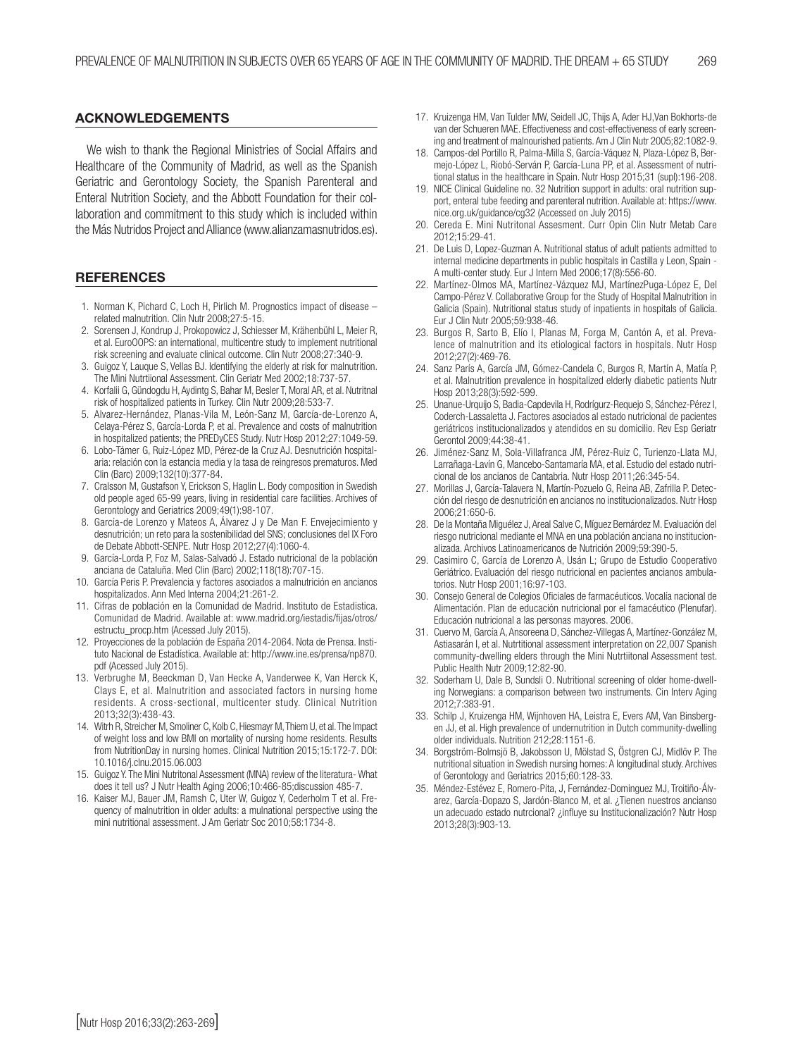## ACKNOWLEDGEMENTS

We wish to thank the Regional Ministries of Social Affairs and Healthcare of the Community of Madrid, as well as the Spanish Geriatric and Gerontology Society, the Spanish Parenteral and Enteral Nutrition Society, and the Abbott Foundation for their collaboration and commitment to this study which is included within the Más Nutridos Project and Alliance (www.alianzamasnutridos.es).

## REFERENCES

1. Norman K, Pichard C, Loch H, Pirlich M. Prognostics impact of disease – related malnutrition. Clin Nutr 2008;27:5-15.
2. Sorensen J, Kondrup J, Prokopowicz J, Schiesser M, Krähenbühl L, Meier R, et al. EuroOOPS: an international, multicentre study to implement nutritional risk screening and evaluate clinical outcome. Clin Nutr 2008;27:340-9.
3. Guigoz Y, Lauque S, Vellas BJ. Identifying the elderly at risk for malnutrition. The Mini Nutrtiional Assessment. Clin Geriatr Med 2002;18:737-57.
4. Korfalii G, Gündogdu H, Aydintg S, Bahar M, Besler T, Moral AR, et al. Nutritnal risk of hospitalized patients in Turkey. Clin Nutr 2009;28:533-7.
5. Alvarez-Hernández, Planas-Vila M, León-Sanz M, García-de-Lorenzo A, Celaya-Pérez S, García-Lorda P, et al. Prevalence and costs of malnutrition in hospitalized patients; the PREDyCES Study. Nutr Hosp 2012;27:1049-59.
6. Lobo-Támer G, Ruiz-López MD, Pérez-de la Cruz AJ. Desnutrición hospitalaria: relación con la estancia media y la tasa de reingresos prematuros. Med Clin (Barc) 2009;132(10):377-84.
7. Cralsson M, Gustafson Y, Erickson S, Haglin L. Body composition in Swedish old people aged 65-99 years, living in residential care facilities. Archives of Gerontology and Geriatrics 2009;49(1):98-107.
8. García-de Lorenzo y Mateos A, Álvarez J y De Man F. Envejecimiento y desnutrición; un reto para la sostenibilidad del SNS; conclusiones del IX Foro de Debate Abbott-SENPE. Nutr Hosp 2012;27(4):1060-4.
9. García-Lorda P, Foz M, Salas-Salvadó J. Estado nutricional de la población anciana de Cataluña. Med Clin (Barc) 2002;118(18):707-15.
10. García Peris P. Prevalencia y factores asociados a malnutrición en ancianos hospitalizados. Ann Med Interna 2004;21:261-2.
11. Cifras de población en la Comunidad de Madrid. Instituto de Estadistica. Comunidad de Madrid. Available at: www.madrid.org/iestadis/fijas/otros/estructu_procp.htm (Acessed July 2015).
12. Proyecciones de la población de España 2014-2064. Nota de Prensa. Instituto Nacional de Estadística. Available at: http://www.ine.es/prensa/np870.pdf (Acessed July 2015).
13. Verbrughe M, Beeckman D, Van Hecke A, Vanderwee K, Van Herck K, Clays E, et al. Malnutrition and associated factors in nursing home residents. A cross-sectional, multicenter study. Clinical Nutrition 2013;32(3):438-43.
14. Witrh R, Streicher M, Smoliner C, Kolb C, Hiesmayr M, Thiem U, et al. The Impact of weight loss and low BMI on mortality of nursing home residents. Results from NutritionDay in nursing homes. Clinical Nutrition 2015;15:172-7. DOI: 10.1016/j.clnu.2015.06.003
15. Guigoz Y. The Mini Nutritonal Assessment (MNA) review of the literatura- What does it tell us? J Nutr Health Aging 2006;10:466-85;discussion 485-7.
16. Kaiser MJ, Bauer JM, Ramsh C, Uter W, Guigoz Y, Cederholm T et al. Frequency of malnutrition in older adults: a mulnational perspective using the mini nutritional assessment. J Am Geriatr Soc 2010;58:1734-8.
17. Kruizenga HM, Van Tulder MW, Seidell JC, Thijs A, Ader HJ,Van Bokhorts-de van der Schueren MAE. Effectiveness and cost-effectiveness of early screening and treatment of malnourished patients. Am J Clin Nutr 2005;82:1082-9.
18. Campos-del Portillo R, Palma-Milla S, García-Váquez N, Plaza-López B, Bermejo-López L, Riobó-Serván P, García-Luna PP, et al. Assessment of nutritional status in the healthcare in Spain. Nutr Hosp 2015;31 (supl):196-208.
19. NICE Clinical Guideline no. 32 Nutrition support in adults: oral nutrition support, enteral tube feeding and parenteral nutrition. Available at: https://www.nice.org.uk/guidance/cg32 (Accessed on July 2015)
20. Cereda E. Mini Nutritonal Assesment. Curr Opin Clin Nutr Metab Care 2012;15:29-41.
21. De Luis D, Lopez-Guzman A. Nutritional status of adult patients admitted to internal medicine departments in public hospitals in Castilla y Leon, Spain - A multi-center study. Eur J Intern Med 2006;17(8):556-60.
22. Martínez-Olmos MA, Martínez-Vázquez MJ, MartínezPuga-López E, Del Campo-Pérez V. Collaborative Group for the Study of Hospital Malnutrition in Galicia (Spain). Nutritional status study of inpatients in hospitals of Galicia. Eur J Clin Nutr 2005;59:938-46.
23. Burgos R, Sarto B, Elío I, Planas M, Forga M, Cantón A, et al. Prevalence of malnutrition and its etiological factors in hospitals. Nutr Hosp 2012;27(2):469-76.
24. Sanz París A, García JM, Gómez-Candela C, Burgos R, Martín A, Matía P, et al. Malnutrition prevalence in hospitalized elderly diabetic patients Nutr Hosp 2013;28(3):592-599.
25. Unanue-Urquijo S, Badia-Capdevila H, Rodrígurz-Requejo S, Sánchez-Pérez I, Coderch-Lassaletta J. Factores asociados al estado nutricional de pacientes geriátricos institucionalizados y atendidos en su domicilio. Rev Esp Geriatr Gerontol 2009;44:38-41.
26. Jiménez-Sanz M, Sola-Villafranca JM, Pérez-Ruiz C, Turienzo-Llata MJ, Larrañaga-Lavín G, Mancebo-Santamaría MA, et al. Estudio del estado nutricional de los ancianos de Cantabria. Nutr Hosp 2011;26:345-54.
27. Morillas J, García-Talavera N, Martín-Pozuelo G, Reina AB, Zafrilla P. Detección del riesgo de desnutrición en ancianos no institucionalizados. Nutr Hosp 2006;21:650-6.
28. De la Montaña Miguélez J, Areal Salve C, Míguez Bernárdez M. Evaluación del riesgo nutricional mediante el MNA en una población anciana no institucionalizada. Archivos Latinoamericanos de Nutrición 2009;59:390-5.
29. Casimiro C, García de Lorenzo A, Usán L; Grupo de Estudio Cooperativo Geriátrico. Evaluación del riesgo nutricional en pacientes ancianos ambulatorios. Nutr Hosp 2001;16:97-103.
30. Consejo General de Colegios Oficiales de farmacéuticos. Vocalía nacional de Alimentación. Plan de educación nutricional por el famacéutico (Plenufar). Educación nutricional a las personas mayores. 2006.
31. Cuervo M, García A, Ansoreena D, Sánchez-Villegas A, Martínez-González M, Astiasarán I, et al. Nutrtitional assessment interpretation on 22,007 Spanish community-dwelling elders through the Mini Nutrtiitonal Assessment test. Public Health Nutr 2009;12:82-90.
32. Soderham U, Dale B, Sundsli O. Nutritional screening of older home-dwelling Norwegians: a comparison between two instruments. Cin Interv Aging 2012;7:383-91.
33. Schilp J, Kruizenga HM, Wijnhoven HA, Leistra E, Evers AM, Van Binsbergen JJ, et al. High prevalence of undernutrition in Dutch community-dwelling older individuals. Nutrition 212;28:1151-6.
34. Borgström-Bolmsjö B, Jakobsson U, Mölstad S, Östgren CJ, Midlöv P. The nutritional situation in Swedish nursing homes: A longitudinal study. Archives of Gerontology and Geriatrics 2015;60:128-33.
35. Méndez-Estévez E, Romero-Pita, J, Fernández-Dominguez MJ, Troitiño-Álvarez, García-Dopazo S, Jardón-Blanco M, et al. ¿Tienen nuestros ancianso un adecuado estado nutrcional? ¿influye su Institucionalización? Nutr Hosp 2013;28(3):903-13.